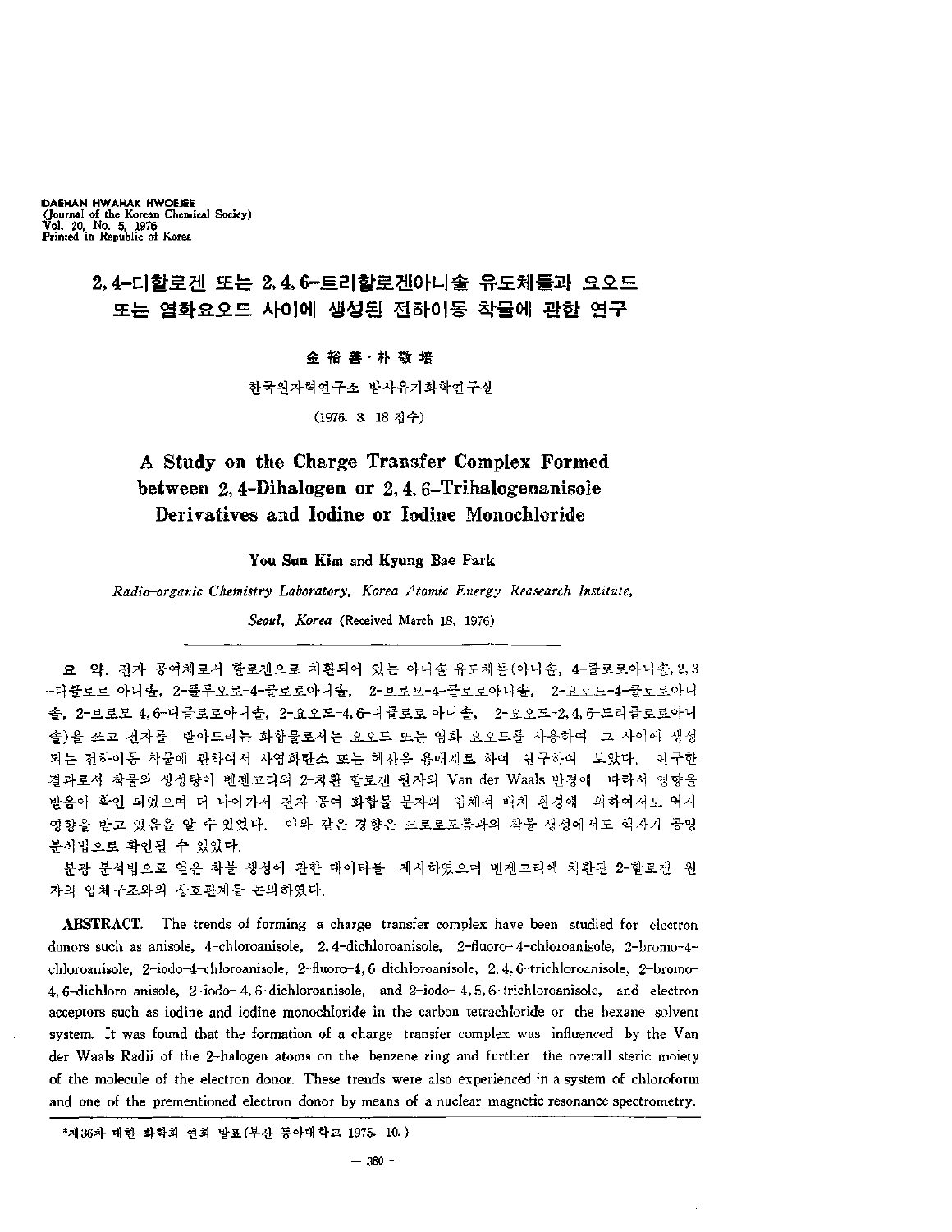DAEHAN HWAHAK HWOEJEE
(Journal of the Korean Chemical Society)
Vol. 20, No. 5, 1976
Printed in Republic of Korea

# 2, 4-디할로겐 또는 2, 4, 6-트리할로겐아니솔 유도체들과 요오드 또는 염화요오드 사이에 생성된 전하이동 착물에 관한 연구

金 裕 善 · 朴 敬 培

한국원자력연구소 방사유기화학연구실

(1976. 3. 18 접수)

# A Study on the Charge Transfer Complex Formed between 2, 4-Dihalogen or 2, 4, 6-Trihalogenanisole Derivatives and Iodine or Iodine Monochloride

**You Sun Kim and Kyung Bae Park**

*Radio-organic Chemistry Laboratory, Korea Atomic Energy Reasearch Institute, Seoul, Korea* (Received March 18, 1976)

**요 약.** 전자 공여체로서 할로겐으로 치환되어 있는 아니솔 유도체들(아니솔, 4-클로로아니솔, 2, 3-디클로로 아니솔, 2-플루오로-4-클로로아니솔, 2-브로모-4-클로로아니솔, 2-요오드-4-클로로아니솔, 2-브로모 4, 6-디클로로아니솔, 2-요오드-4, 6-디클로로 아니솔, 2-요오드-2, 4, 6-트리클로로아니솔)을 쓰고 전자를 받아드리는 화합물로서는 요오드 또는 염화 요오드를 사용하여 그 사이에 생성되는 전하이동 착물에 관하여서 사염화탄소 또는 헥산을 용매계로 하여 연구하여 보았다. 연구한 결과로서 착물의 생성량이 벤젠고리의 2-치환 할로겐 원자의 Van der Waals 반경에 따라서 영향을 받음이 확인 되었으며 더 나아가서 전자 공여 화합물 분자의 입체적 배치 환경에 의하여서도 역시 영향을 받고 있음을 알 수 있었다. 이와 같은 경향은 크로로포름과의 착물 생성에서도 핵자기 공명 분석법으로 확인될 수 있었다.

분광 분석법으로 얻은 착물 생성에 관한 데이터를 제시하였으며 벤젠고리에 치환된 2-할로겐 원자의 입체구조와의 상호관계를 논의하였다.

**ABSTRACT.** The trends of forming a charge transfer complex have been studied for electron donors such as anisole, 4-chloroanisole, 2, 4-dichloroanisole, 2-fluoro-4-chloroanisole, 2-bromo-4-chloroanisole, 2-iodo-4-chloroanisole, 2-fluoro-4, 6-dichloroanisole, 2, 4, 6-trichloroanisole, 2-bromo-4, 6-dichloro anisole, 2-iodo-4, 6-dichloroanisole, and 2-iodo-4, 5, 6-trichloroanisole, and electron acceptors such as iodine and iodine monochloride in the carbon tetrachloride or the hexane solvent system. It was found that the formation of a charge transfer complex was influenced by the Van der Waals Radii of the 2-halogen atoms on the benzene ring and further the overall steric moiety of the molecule of the electron donor. These trends were also experienced in a system of chloroform and one of the prementioned electron donor by means of a nuclear magnetic resonance spectrometry.

*제36차 대한 화학회 연회 발표(부산 동아대학교 1975. 10.)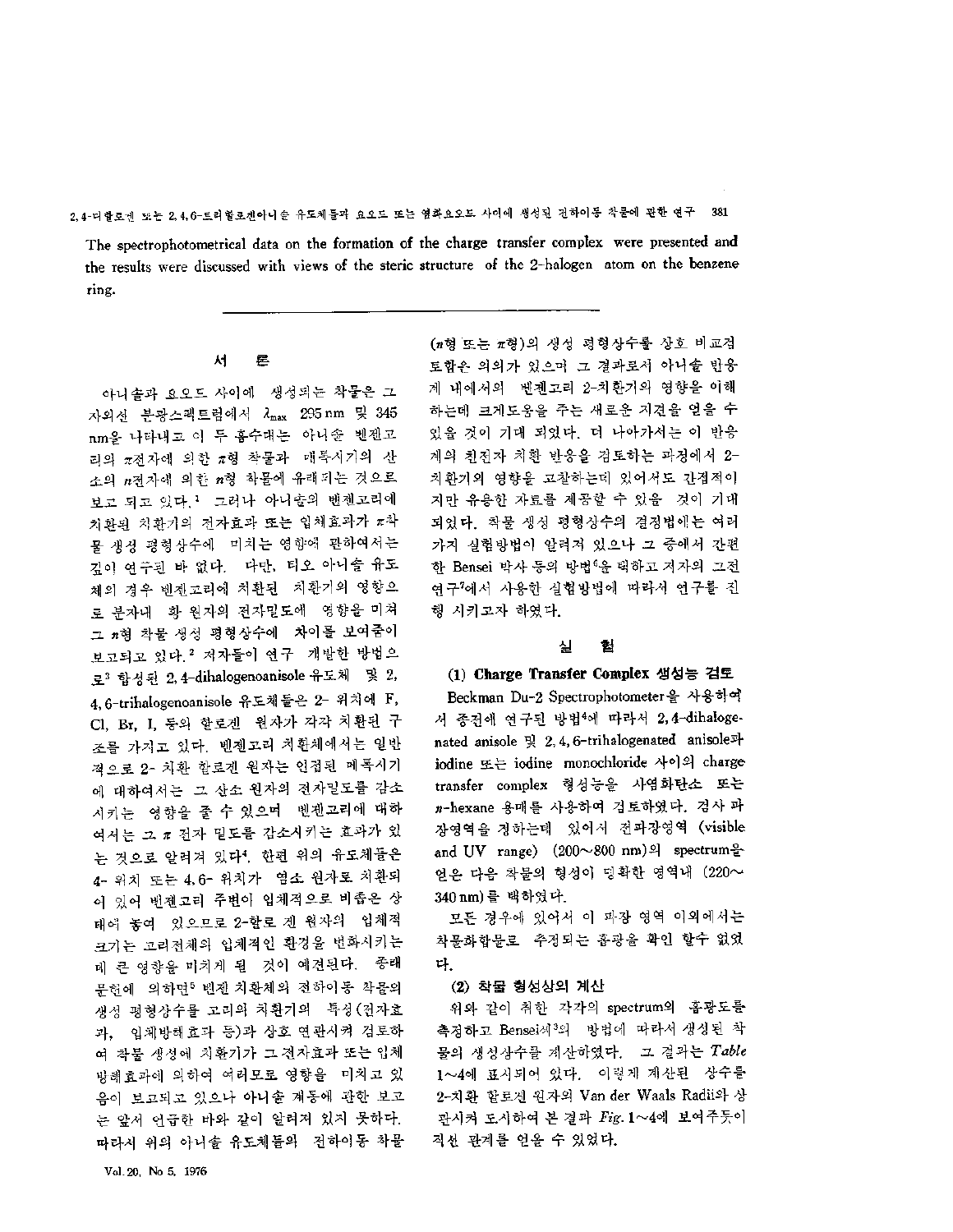The spectrophotometrical data on the formation of the charge transfer complex were presented and the results were discussed with views of the steric structure of the 2-halogen atom on the benzene ring.

---

## 서 론

아니솔과 요오드 사이에 생성되는 착물은 그 자외선 분광스펙트럼에서 $\lambda_{max}$ 295 nm 및 345 nm을 나타내고 이 두 흡수대는 아니솔 벤젠고리의 $\pi$전자에 의한 $\pi$형 착물과 메톡시기의 산소의 $n$전자에 의한 $n$형 착물에 유래되는 것으로 보고 되고 있다.[1] 그러나 아니솔의 벤젠고리에 치환된 치환기의 전자효과 또는 입체효과가 $\pi$착물 생성 평형상수에 미치는 영향에 관하여서는 깊이 연구된 바 없다. 다만, 티오 아니솔 유도체의 경우 벤젠고리에 치환된 치환기의 영향으로 분자내 황 원자의 전자밀도에 영향을 미쳐 그 $n$형 착물 생성 평형상수에 차이를 보여줌이 보고되고 있다.[2] 저자들이 연구 개발한 방법으로[3] 합성된 2,4-dihalogenoanisole 유도체 및 2,4,6-trihalogenoanisole 유도체들은 2- 위치에 F, Cl, Br, I, 등의 할로겐 원자가 각각 치환된 구조를 가지고 있다. 벤젠고리 치환체에서는 일반적으로 2- 치환 할로겐 원자는 인접된 메톡시기에 대하여서는 그 산소 원자의 전자밀도를 감소시키는 영향을 줄 수 있으며 벤젠고리에 대하여서는 그 $\pi$ 전자 밀도를 감소시키는 효과가 있는 것으로 알려져 있다[4]. 한편 위의 유도체들은 4- 위치 또는 4,6- 위치가 염소 원자로 치환되어 있어 벤젠고리 주변이 입체적으로 비좁은 상태에 놓여 있으므로 2-할로겐 원자의 입체적 크기는 고리전체의 입체적인 환경을 변화시키는데 큰 영향을 미치게 될 것이 예견된다. 종래 문헌에 의하면[5] 벤젠 치환체의 전하이동 착물의 생성 평형상수를 고리의 치환기의 특성(전자효과, 입체방해효과 등)과 상호 연관시켜 검토하여 착물 생성에 치환기가 그 전자효과 또는 입체방해효과에 의하여 여러모로 영향을 미치고 있음이 보고되고 있으나 아니솔 계통에 관한 보고는 앞서 언급한 바와 같이 알려져 있지 못하다. 따라서 위의 아니솔 유도체들의 전하이동 착물($\pi$형 또는 $\pi$형)의 생성 평형상수를 상호 비교검토함은 의의가 있으며 그 결과로서 아니솔 반응계 내에서의 벤젠고리 2-치환기의 영향을 이해하는데 크게도움을 주는 새로운 지견을 얻을 수 있을 것이 기대 되었다. 더 나아가서는 이 반응계의 친전자 치환 반응을 검토하는 과정에서 2-치환기의 영향을 고찰하는데 있어서도 간접적이지만 유용한 자료를 제공할 수 있을 것이 기대되었다. 착물 생성 평형상수의 결정법에는 여러가지 실험방법이 알려져 있으나 그 중에서 간편한 Bensei 박사 등의 방법[6]을 택하고 저자의 그전 연구[7]에서 사용한 실험방법에 따라서 연구를 진행 시키고자 하였다.

## 실 험

### (1) Charge Transfer Complex 생성능 검토

Beckman Du-2 Spectrophotometer를 사용하여서 종전에 연구된 방법[4]에 따라서 2,4-dihalogenated anisole 및 2,4,6-trihalogenated anisole과 iodine 또는 iodine monochloride 사이의 charge transfer complex 형성능을 사염화탄소 또는 $n$-hexane 용매를 사용하여 검토하였다. 검사 파장영역을 정하는데 있어서 전파장영역 (visible and UV range) (200~800 nm)의 spectrum을 얻은 다음 착물의 형성이 명확한 영역내 (220~340 nm)를 택하였다.

모든 경우에 있어서 이 파장 영역 이외에서는 착물화합물로 추정되는 흡광을 확인 할수 없였다.

### (2) 착물 형성상의 계산

위와 같이 취한 각각의 spectrum의 흡광도를 측정하고 Bensei씨[3]의 방법에 따라서 생성된 착물의 생성상수를 계산하였다. 그 결과는 *Table* 1~4에 표시되어 있다. 이렇게 계산된 상수를 2-치환 할로겐 원자의 Van der Waals Radii와 상관시켜 도시하여 본 결과 *Fig.* 1~4에 보여주듯이 직선 관계를 얻을 수 있었다.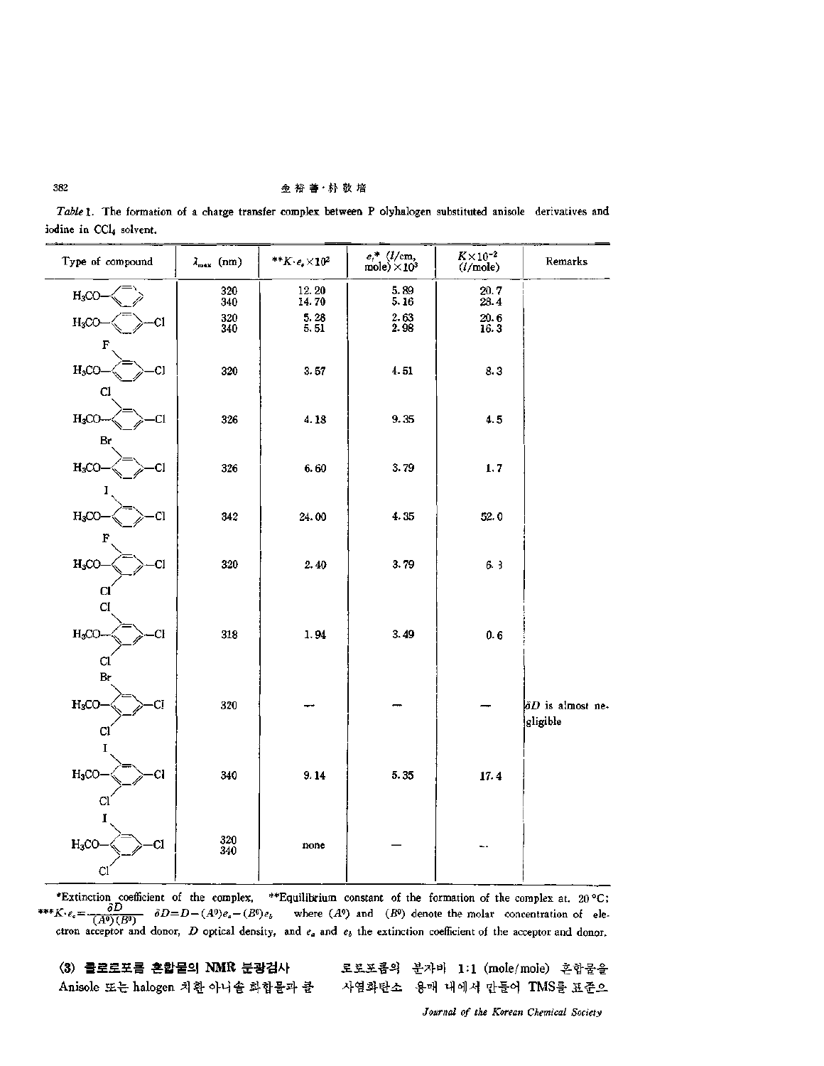*Table* 1. The formation of a charge transfer complex between P olyhalogen substituted anisole derivatives and iodine in $CCl_4$ solvent.

| Type of compound | $\lambda_{max}$ (nm) | **$K \cdot e_c \times 10^2$ | $e_c$* (l/cm, mole) $\times 10^3$ | $K \times 10^{-2}$ (l/mole) | Remarks |
|---|---|---|---|---|---|
| $H_3CO-C_6H_5$ | 320<br>340 | 12.20<br>14.70 | 5.89<br>5.16 | 20.7<br>28.4 | |
| $H_3CO-C_6H_4-Cl$ | 320<br>340 | 5.28<br>5.51 | 2.63<br>2.98 | 20.6<br>16.3 | |
| F, $H_3CO-C_6H_3-Cl$ | 320 | 3.57 | 4.51 | 8.3 | |
| Cl, $H_3CO-C_6H_3-Cl$ | 326 | 4.18 | 9.35 | 4.5 | |
| Br, $H_3CO-C_6H_3-Cl$ | 326 | 6.60 | 3.79 | 1.7 | |
| I, $H_3CO-C_6H_3-Cl$ | 342 | 24.00 | 4.35 | 52.0 | |
| F, $H_3CO-C_6H_2-Cl$, Cl | 320 | 2.40 | 3.79 | 6.3 | |
| Cl, $H_3CO-C_6H_2-Cl$, Cl | 318 | 1.94 | 3.49 | 0.6 | |
| Br, $H_3CO-C_6H_2-Cl$, Cl | 320 | — | — | — | $\delta D$ is almost negligible |
| I, $H_3CO-C_6H_2-Cl$, Cl | 340 | 9.14 | 5.35 | 17.4 | |
| I, $H_3CO-C_6H_2-Cl$, Cl | 320<br>340 | none | — | — | |

*Extinction coefficient of the complex, **Equilibrium constant of the formation of the complex at. 20 °C;
***$K \cdot e_c = \frac{\delta D}{(A^0)(B^0)}$ $\delta D = D - (A^0)e_a - (B^0)e_b$ where $(A^0)$ and $(B^0)$ denote the molar concentration of electron acceptor and donor, $D$ optical density, and $e_a$ and $e_b$ the extinction coefficient of the acceptor and donor.

**(3) 클로로포름 혼합물의 NMR 분광검사**

Anisole 또는 halogen 치환 아니솔 화합물과 클로로포름의 분자비 1:1 (mole/mole) 혼합물을 사염화탄소 용매 내에서 만들어 TMS를 표준으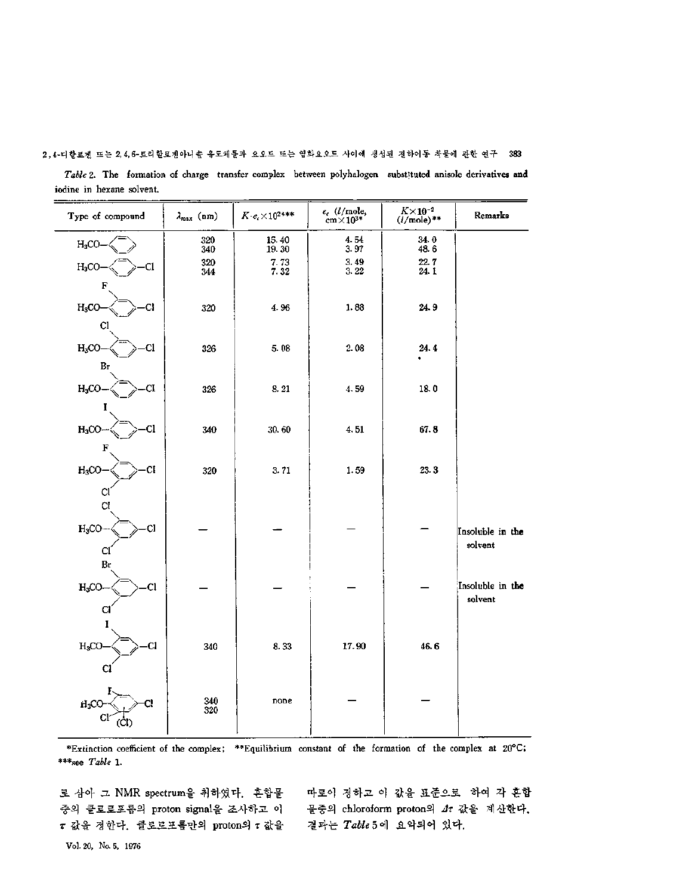*Table* 2. The formation of charge transfer complex between polyhalogen substituted anisole derivatives and iodine in hexane solvent.

| Type of compound | $\lambda_{max}$ (nm) | $K \cdot \varepsilon_c \times 10^2$*** | $\varepsilon_c$ (*l*/mole, cm$\times 10^3$)* | $K \times 10^{-2}$ (*l*/mole)** | Remarks |
|---|---|---|---|---|---|
| $H_3CO-C_6H_5$ | 320<br>340 | 15.40<br>19.30 | 4.54<br>3.97 | 34.0<br>48.6 | |
| $H_3CO-C_6H_4-Cl$ | 320<br>344 | 7.73<br>7.32 | 3.49<br>3.22 | 22.7<br>24.1 | |
| 2-F, 4-Cl anisole | 320 | 4.96 | 1.88 | 24.9 | |
| 2-Cl, 4-Cl anisole | 326 | 5.08 | 2.08 | 24.4 | |
| 2-Br, 4-Cl anisole | 326 | 8.21 | 4.59 | 18.0 | |
| 2-I, 4-Cl anisole | 340 | 30.60 | 4.51 | 67.8 | |
| 2-F, 4-Cl, 6-Cl anisole | 320 | 3.71 | 1.59 | 23.3 | |
| 2-Cl, 4-Cl, 6-Cl anisole | — | — | — | — | Insoluble in the solvent |
| 2-Br, 4-Cl, 6-Cl anisole | — | — | — | — | Insoluble in the solvent |
| 2-I, 4-Cl, 6-Cl anisole | 340 | 8.33 | 17.90 | 46.6 | |
| 2-I, 4-Cl, 6-Cl, (5-Cl) anisole | 340<br>320 | none | — | — | |

*Extinction coefficient of the complex; **Equilibrium constant of the formation of the complex at 20°C; ***see *Table* 1.

로 삼아 그 NMR spectrum을 취하였다. 혼합물중의 클로로포름의 proton signal을 조사하고 이 $\tau$ 값을 정한다. 클로로포름만의 proton의 $\tau$ 값을 따로이 정하고 이 값을 표준으로 하여 각 혼합물중의 chloroform proton의 $\Delta\tau$ 값을 계산한다. 결과는 *Table* 5에 요약되어 있다.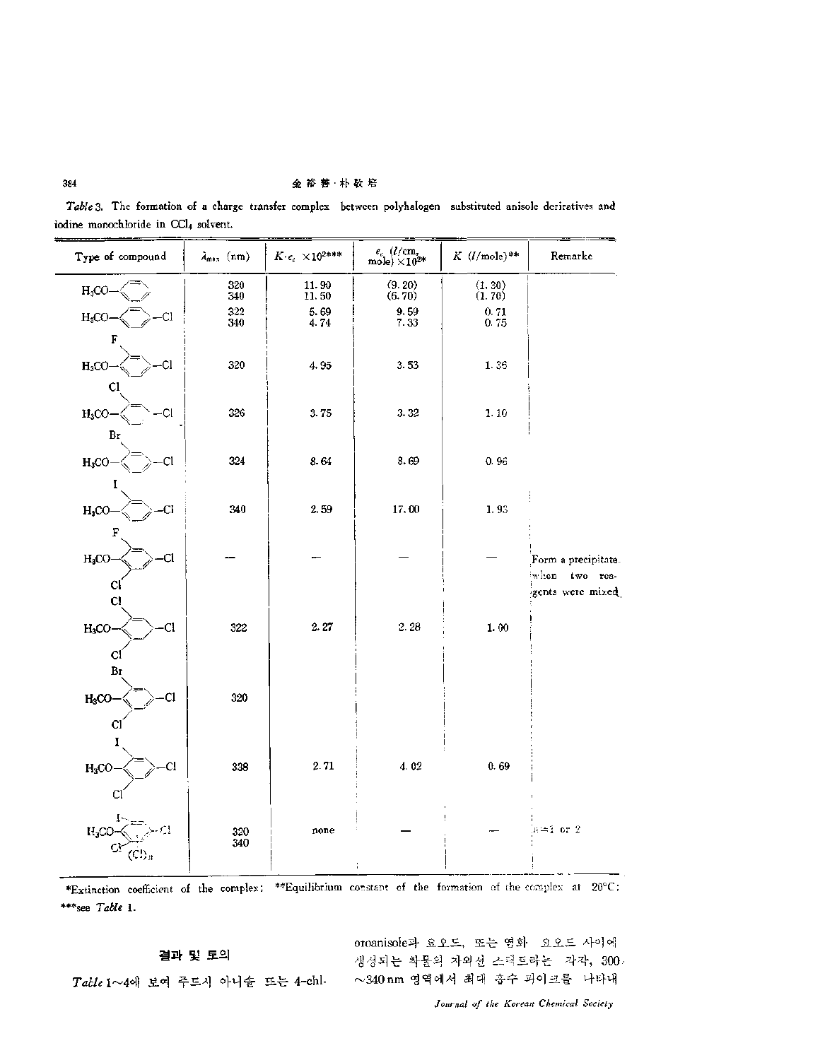*Table* 3. The formation of a charge transfer complex between polyhalogen substituted anisole derivatives and iodine monochloride in $CCl_4$ solvent.

| Type of compound | $\lambda_{max}$ (nm) | $K \cdot \varepsilon_c \times 10^2$*** | $\varepsilon_c$ (l/cm, mole) $\times 10^2$* | $K$ (l/mole)** | Remarke |
|---|---|---|---|---|---|
| $H_3CO-C_6H_5$ | 320<br>340 | 11.90<br>11.50 | (9.20)<br>(6.70) | (1.30)<br>(1.70) | |
| $H_3CO-C_6H_4-Cl$ | 322<br>340 | 5.69<br>4.74 | 9.59<br>7.33 | 0.71<br>0.75 | |
| $H_3CO-C_6H_3(F)-Cl$ | 320 | 4.95 | 3.53 | 1.36 | |
| $H_3CO-C_6H_3(Cl)-Cl$ | 326 | 3.75 | 3.32 | 1.10 | |
| $H_3CO-C_6H_3(Br)-Cl$ | 324 | 8.64 | 8.69 | 0.96 | |
| $H_3CO-C_6H_3(I)-Cl$ | 340 | 2.59 | 17.00 | 1.93 | |
| $H_3CO-C_6H_2(F)(Cl)-Cl$ | — | — | — | — | Form a precipitate when two reagents were mixed. |
| $H_3CO-C_6H_2(Cl)(Cl)-Cl$ | 322 | 2.27 | 2.28 | 1.00 | |
| $H_3CO-C_6H_2(Br)(Cl)-Cl$ | 320 | | | | |
| $H_3CO-C_6H_2(I)(Cl)-Cl$ | 338 | 2.71 | 4.02 | 0.69 | |
| $H_3CO-C_6(I)(Cl)(Cl)_n-Cl$ | 320<br>340 | none | — | — | n=1 or 2 |

*Extinction coefficient of the complex; **Equilibrium constant of the formation of the complex at 20°C; ***see *Table* 1.

## 결과 및 토의

*Table* 1~4에 보여 주드시 아니솔 또는 4-chloroanisole과 요오드, 또는 염화 요오드 사이에 생성되는 착물의 자외선 스펙트라는 각각, 300~340 nm 영역에서 최대 흡수 피이크를 나타내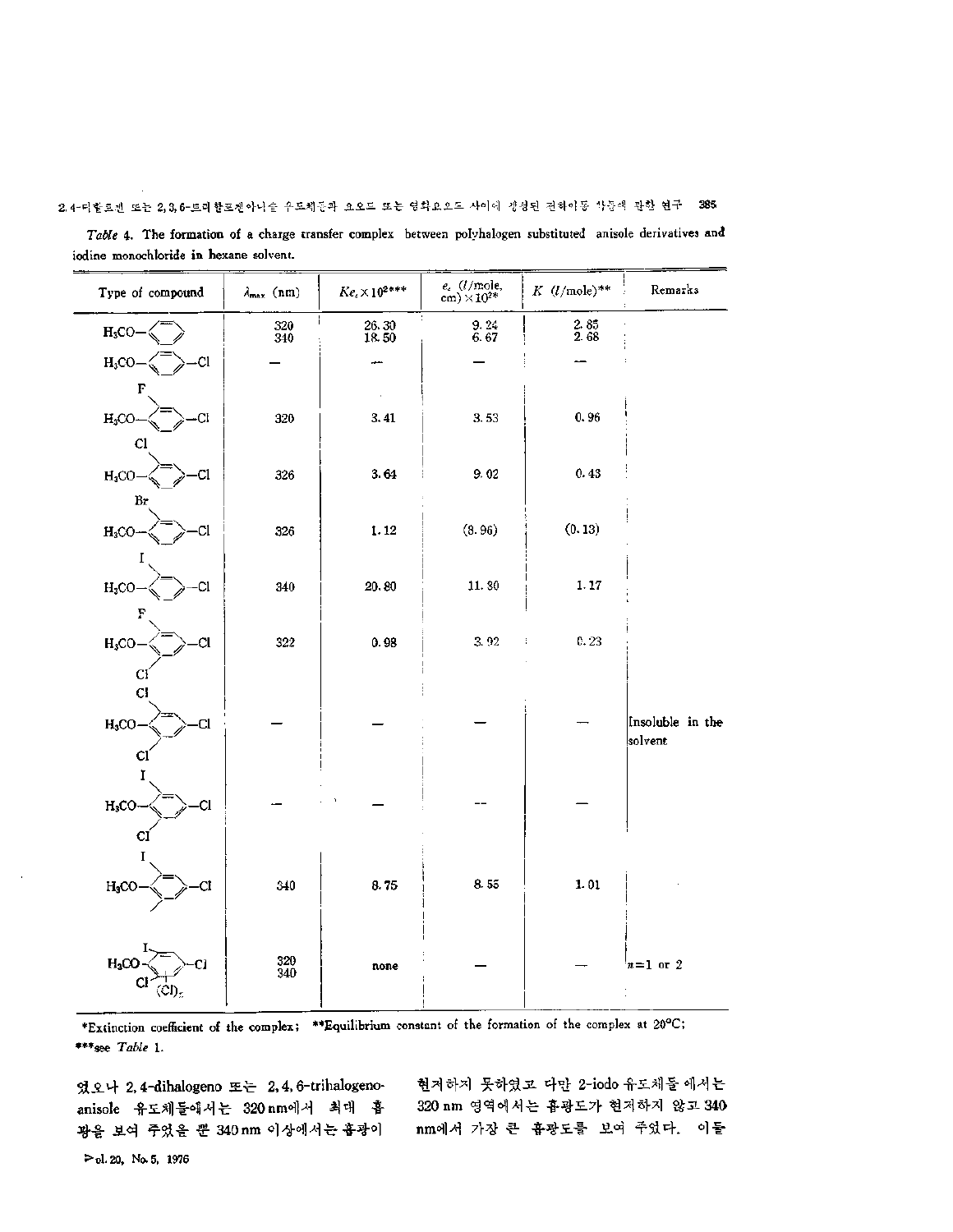*Table* 4. The formation of a charge transfer complex between polyhalogen substituted anisole derivatives and iodine monochloride in hexane solvent.

| Type of compound | $\lambda_{max}$ (nm) | $Ke_c \times 10^{2}$*** | $e_c$ ($l$/mole, cm) $\times 10^{2}$* | $K$ ($l$/mole)** | Remarks |
|---|---|---|---|---|---|
| $H_3CO$–C$_6$H$_5$ | 320<br>340 | 26.30<br>18.50 | 9.24<br>6.67 | 2.85<br>2.68 | |
| $H_3CO$–C$_6$H$_4$–Cl | — | — | — | — | |
| $H_3CO$–C$_6$H$_3$(F)–Cl | 320 | 3.41 | 3.53 | 0.96 | |
| $H_3CO$–C$_6$H$_3$(Cl)–Cl | 326 | 3.64 | 9.02 | 0.43 | |
| $H_3CO$–C$_6$H$_3$(Br)–Cl | 326 | 1.12 | (8.96) | (0.13) | |
| $H_3CO$–C$_6$H$_3$(I)–Cl | 340 | 20.80 | 11.30 | 1.17 | |
| $H_3CO$–C$_6$H$_2$(F)(Cl)–Cl | 322 | 0.98 | 3.92 | 0.23 | |
| $H_3CO$–C$_6$H$_2$(Cl)(Cl)–Cl | — | — | — | — | Insoluble in the solvent |
| $H_3CO$–C$_6$H$_2$(I)(Cl)–Cl | — | — | — | — | |
| $H_3CO$–C$_6$H$_2$(I)(CH$_3$)–Cl | 340 | 8.75 | 8.55 | 1.01 | |
| $H_3CO$–C$_6$(I)(Cl)(Cl)$_n$–Cl | 320<br>340 | none | — | — | $n$=1 or 2 |

*Extinction coefficient of the complex; **Equilibrium constant of the formation of the complex at 20°C;
***see *Table* 1.

였으나 2,4-dihalogeno 또는 2,4,6-trihalogeno-anisole 유도체들에서는 320 nm에서 최대 흡광을 보여 주었을 뿐 340 nm 이상에서는 흡광이 현저하지 못하였고 다만 2-iodo 유도체들 에서는 320 nm 영역에서는 흡광도가 현저하지 않고 340 nm에서 가장 큰 흡광도를 보여 주었다. 이들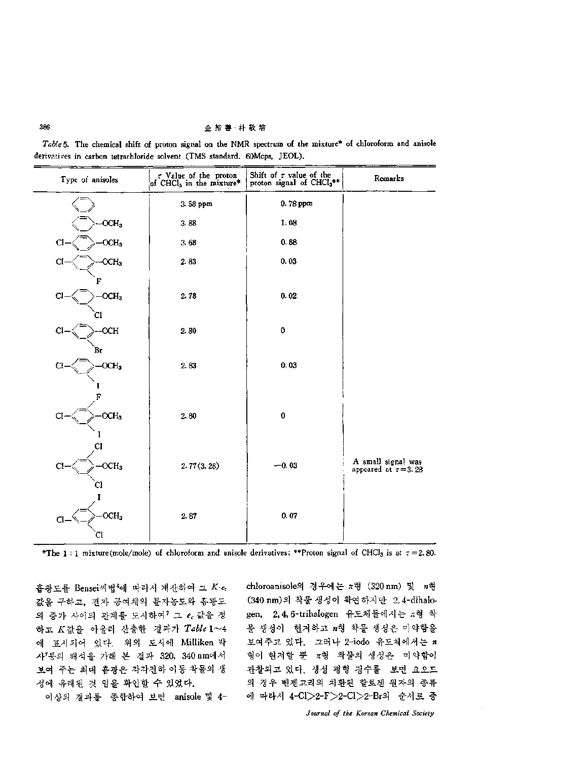*Table* 5. The chemical shift of proton signal on the NMR spectrum of the mixture* of chloroform and anisole derivatives in carbon tetrachloride solvent (TMS standard. 60Mcps, JEOL).

| Type of anisoles | $\tau$ Value of the proton of $CHCl_3$ in the mixture* | Shift of $\tau$ value of the proton signal of $CHCl_3$** | Remarks |
|---|---|---|---|
| benzene | 3.58 ppm | 0.78 ppm | |
| anisole ($C_6H_5$–$OCH_3$) | 3.88 | 1.08 | |
| 4-Cl-anisole | 3.68 | 0.88 | |
| 4-Cl-2-F-anisole | 2.83 | 0.03 | |
| 4-Cl-2-Cl-anisole | 2.78 | 0.02 | |
| 4-Cl-2-Br-anisole (–OCH) | 2.80 | 0 | |
| 4-Cl-2-I-anisole | 2.83 | 0.03 | |
| 4-Cl-2-I-6-F-anisole | 2.80 | 0 | |
| 4-Cl-2-Cl-6-Cl-anisole | 2.77 (3.28) | −0.03 | A small signal was appeared at $\tau$=3.28 |
| 4-Cl-2-Cl-6-I-anisole | 2.87 | 0.07 | |

*The 1 : 1 mixture(mole/mole) of chloroform and anisole derivatives; **Proton signal of $CHCl_3$ is at $\tau$=2.80.

흡광도를 Bensei씨법[6]에 따라서 계산하여 그 $K\cdot\epsilon_c$ 값을 구하고, 전자 공여체의 분자농도와 흡광도의 증가 사이의 관계를 도시하여[7] 그 $\epsilon_c$ 값을 정하고 $K$값을 아울러 산출한 결과가 *Table* 1~4에 표시되어 있다. 위의 도시에 Milliken 박사[7]등의 해석을 가해 본 결과 320, 340 nm에서 보여 주는 최대 흡광은 각각전하 이동 착물의 생성에 유래된 것 임을 확인할 수 있었다.

이상의 결과를 종합하여 보면 anisole 및 4-chloroanisole의 경우에는 $\pi$형 (320 nm) 및 $n$형 (340 nm)의 착물 생성이 확연하지만 2, 4-dihalogen, 2, 4, 6-trihalogen 유도체들에서는 $\pi$형 착물 생성이 현저하고 $n$형 착물 생성은 미약함을 보여주고 있다. 그러나 2-iodo 유도체에서는 $n$형이 현저할 뿐 $\pi$형 착물의 생성은 미약함이 관찰되고 있다. 생성 평형 경수를 보면 요오드의 경우 벤젠고리의 치환된 할로겐 원자의 종류에 따라서 4-Cl>2-F>2-Cl>2-Br의 순서로 증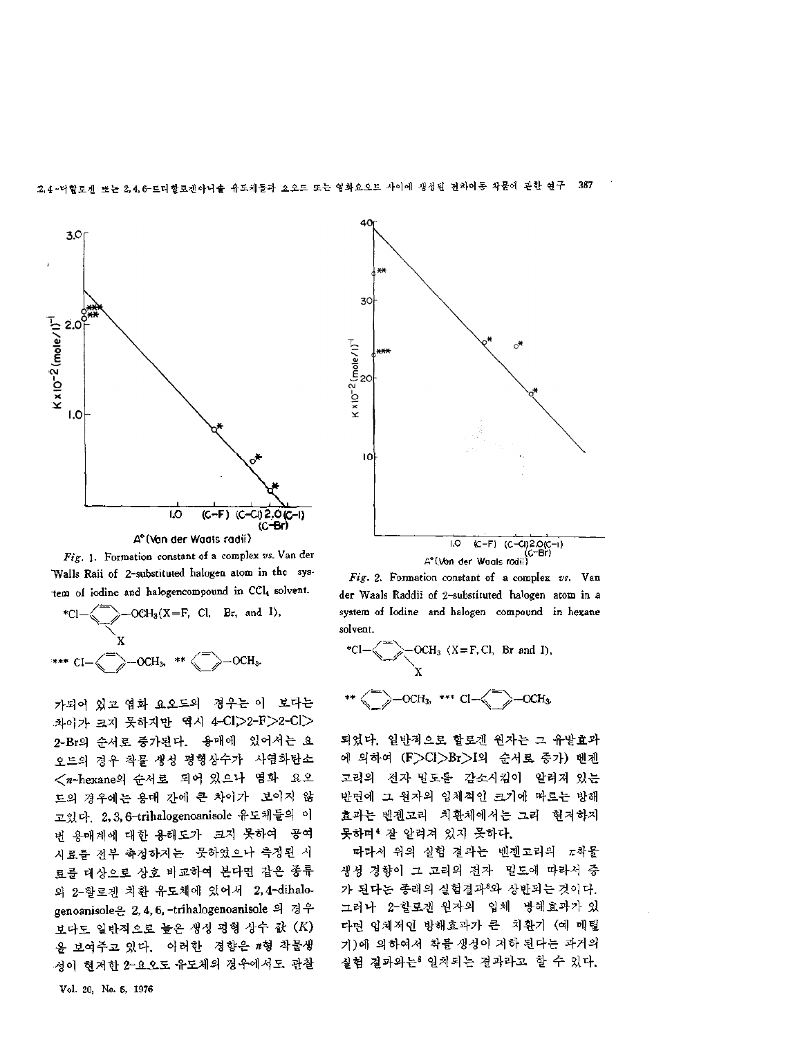*Fig*. 1. Formation constant of a complex *vs*. Van der Walls Raii of 2-substituted halogen atom in the system of iodine and halogencompound in $CCl_4$ solvent.

*Cl—⟨⟩—$OCH_3$(X=F, Cl, Br, and I),
X

*** Cl—⟨⟩—$OCH_3$, ** ⟨⟩—$OCH_3$.

*Fig*. 2. Formation constant of a complex *vs*. Van der Waals Raddii of 2-substituted halogen atom in a system of Iodine and halogen compound in hexane solvent.

*Cl—⟨⟩—$OCH_3$ (X=F, Cl, Br and I),
X

** ⟨⟩—$OCH_3$, *** Cl—⟨⟩—$OCH_3$.

가되어 있고 염화 요오드의 경우는 이 보다는 차이가 크지 못하지만 역시 4-Cl>2-F>2-Cl>2-Br의 순서로 증가된다. 용매에 있어서는 요오드의 경우 착물 생성 평형상수가 사염화탄소 <*n*-hexane의 순서로 되어 있으나 염화 요오드의 경우에는 용매 간에 큰 차이가 보이지 않고있다. 2, 3, 6-trihalogenoanisole 유도체들의 이번 용매계에 대한 용해도가 크지 못하여 공여 시료를 전부 측정하지는 못하였으나 측정된 시료를 대상으로 상호 비교하여 본다면 같은 종류의 2-할로겐 치환 유도체에 있어서 2, 4-dihalogenoanisole은 2, 4, 6, -trihalogenoanisole 의 경우보다도 일반적으로 높은 생성 평형 상수 값 ($K$)을 보여주고 있다. 이러한 경향은 *n*형 착물생성이 현저한 2-요오도 유도체의 경우에서도 관찰되었다. 일반적으로 할로겐 원자는 그 유발효과에 의하여 (F>Cl>Br>I의 순서로 증가) 벤젠고리의 전자 밀도를 감소시킴이 알려져 있는 반면에 그 원자의 입체적인 크기에 따르는 방해효과는 벤젠고리 치환체에서는 그리 현저하지 못하며[4] 잘 알려져 있지 못하다.

따라서 위의 실험 결과는 벤젠고리의 $\pi$착물생성 경향이 그 고리의 전자 밀도에 따라서 증가 된다는 종래의 실험결과[5]와 상반되는 것이다. 그러나 2-할로겐 원자의 입체 방해효과가 있다면 입체적인 방해효과가 큰 치환기 (예 메틸기)에 의하여서 착물생성이 저하 된다는 과거의 실험 결과와는[3] 일치되는 결과라고 할 수 있다.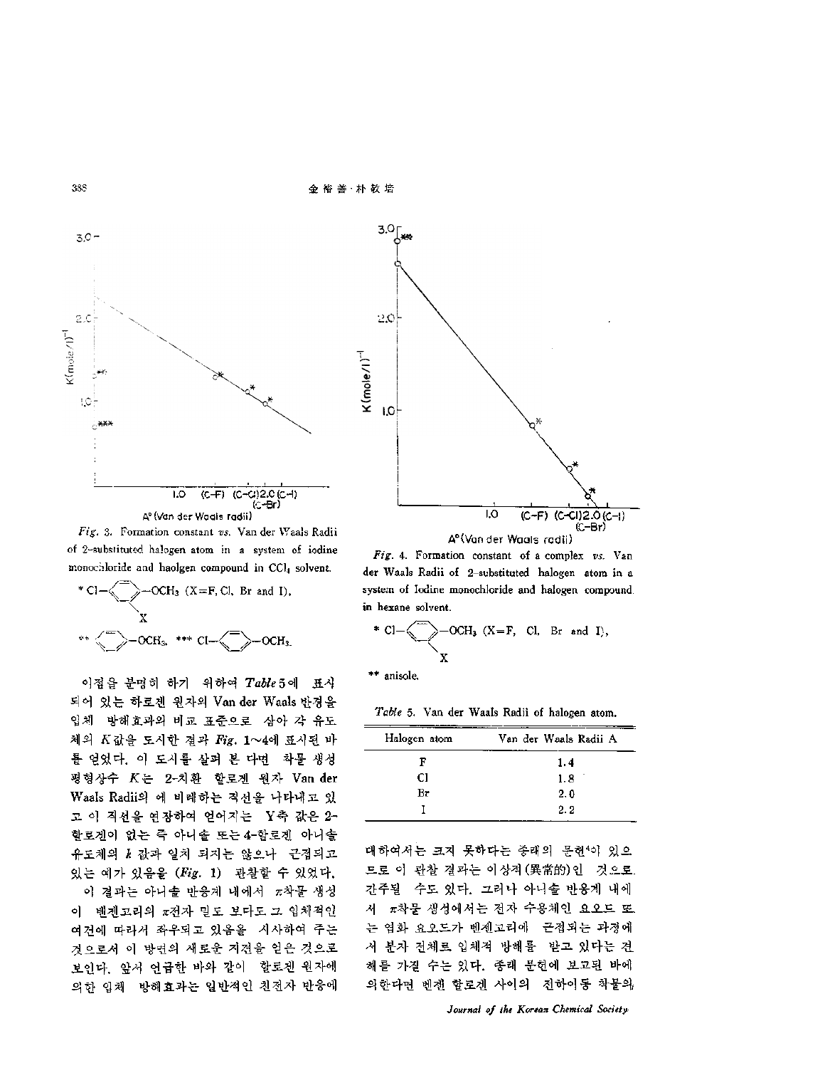Fig. 3. Formation constant *vs.* Van der Waals Radii of 2-substituted halogen atom in a system of iodine monochloride and haolgen compound in $CCl_4$ solvent.

\* Cl–⟨ ⟩–$OCH_3$ (X=F, Cl, Br and I),

　　　　X

\*\* ⟨ ⟩–$OCH_3$, \*\*\* Cl–⟨ ⟩–$OCH_3$.

Fig. 4. Formation constant of a complex *vs.* Van der Waals Radii of 2-substituted halogen atom in a system of Iodine monochloride and halogen compound. in hexane solvent.

\* Cl–⟨ ⟩–$OCH_3$ (X=F, Cl, Br and I),

　　　　X

\*\* anisole.

이점을 분명히 하기 위하여 *Table* 5에 표시되어 있는 하로겐 원자의 Van der Waals 반경을 입체 방해효과의 비교 표준으로 삼아 각 유도체의 $K$값을 도시한 결과 *Fig.* 1~4에 표시된 바를 얻었다. 이 도시를 살펴 본 다면 착물 생성 평형상수 $K$는 2-치환 할로겐 원자 Van der Waals Radii의 에 비례하는 직선을 나타내고 있고 이 직선을 연장하여 얻어지는 Y축 값은 2-할로겐이 없는 즉 아니솔 또는 4-할로겐 아니솔 유도체의 $k$ 값과 일치 되지는 않으나 근접되고 있는 예가 있음을 (*Fig.* 1) 관찰할 수 있었다.

이 결과는 아니솔 반응계 내에서 $\pi$착물 생성이 벤젠고리의 $\pi$전자 밀도 보다도 그 입체적인 여건에 따라서 좌우되고 있음을 시사하여 주는 것으로서 이 방면의 새로운 지견을 얻은 것으로 보인다. 앞서 언급한 바와 같이 할로겐 원자에 의한 입체 방해효과는 일반적인 친전자 반응에 대하여서는 크지 못하다는 종래의 문헌[4]이 있으므로 이 관찰 결과는 이상적(異常的)인 것으로 간주될 수도 있다. 그러나 아니솔 반응계 내에서 $\pi$착물 생성에서는 전자 수용체인 요오드 또는 염화 요오드가 벤젠고리에 근접되는 과정에서 분자 전체로 입체적 방해를 받고 있다는 견해를 가질 수는 있다. 종래 문헌에 보고된 바에 의한다면 벤젠 할로겐 사이의 전하이동 착물의

*Table* 5. Van der Waals Radii of halogen atom.

| Halogen atom | Van der Waals Radii A |
|---|---|
| F | 1.4 |
| Cl | 1.8 |
| Br | 2.0 |
| I | 2.2 |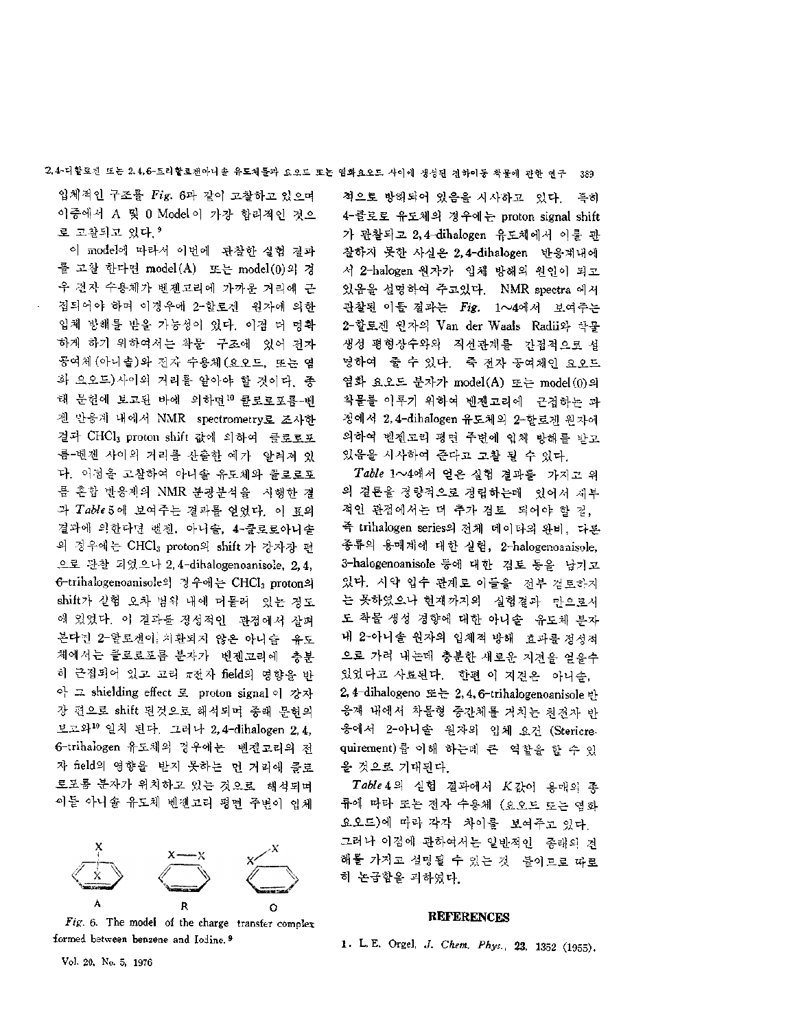입체적인 구조를 *Fig.* 6과 같이 고찰하고 있으며 이중에서 A 및 0 Model이 가장 합리적인 것으로 고찰되고 있다.[9]

이 model에 따라서 이번에 관찰한 실험 결과를 고찰 한다면 model(A) 또는 model(0)의 경우 전자 수용체가 벤젠고리에 가까운 거리에 근접되어야 하며 이경우에 2-할로겐 원자에 의한 입체 방해를 받을 가능성이 있다. 이점 더 명확하게 하기 위하여서는 착물 구조에 있어 전자 공여체(아니솔)와 전자 수용체(요오드, 또는 염화 요오드)사이의 거리를 알아야 할 것이다. 종래 문헌에 보고된 바에 의하면[10] 클로로포름-벤젠 반응계 내에서 NMR spectrometry로 조사한 결과 $CHCl_3$ proton shift 값에 의하여 클로로포름-벤젠 사이의 거리를 산출한 예가 알려져 있다. 이점을 고찰하여 아니솔 유도체와 클로로포름 혼합 반응계의 NMR 분광분석을 시행한 결과 *Table* 5에 보여주는 결과를 얻었다. 이 표의 결과에 의한다면 벤젠, 아니솔, 4-클로로아니솔의 경우에는 $CHCl_3$ proton의 shift가 강자장 편으로 관찰 되었으나 2,4-dihalogenoanisole, 2,4,6-trihalogenoanisole의 경우에는 $CHCl_3$ proton의 shift가 실험 오차 범위 내에 머물러 있는 정도에 있었다. 이 결과를 정성적인 관점에서 살펴 본다면 2-할로겐이 치환되지 않은 아니솔 유도체에서는 클로로포름 분자가 벤젠고리에 충분히 근접되어 있고 고리 π전자 field의 영향을 받아 그 shielding effect 로 proton signal이 강자장 편으로 shift 된것으로 해석되며 종래 문헌의 보고와[10] 일치 된다. 그러나 2,4-dihalogen 2,4,6-trihalogen 유도체의 경우에는 벤젠고리의 전자 field의 영향을 받지 못하는 먼 거리에 클로로포름 분자가 위치하고 있는 것으로 해석되며 이들 아니솔 유도체 벤젠고리 평면 주변이 입체적으로 방해되어 있음을 시사하고 있다. 특히 4-클로로 유도체의 경우에는 proton signal shift가 관찰되고 2,4-dihalogen 유도체에서 이를 관찰하지 못한 사실은 2,4-dihalogen 반응계내에서 2-halogen 원자가 입체 방해의 원인이 되고 있음을 설명하여 주고있다. NMR spectra 에서 관찰된 이들 결과는 *Fig.* 1~4에서 보여주는 2-할로겐 원자의 Van der Waals Radii와 착물 생성 평형상수와의 직선관계를 간접적으로 설명하여 줄 수 있다. 즉 전자 공여체인 요오드 염화 요오드 분자가 model(A) 또는 model(0)의 착물를 이루기 위하여 벤젠고리에 근접하는 과정에서 2,4-dihalogen 유도체의 2-할로겐 원자에 의하여 벤젠고리 평면 주변에 입체 방해를 받고 있음을 시사하여 준다고 고찰 될 수 있다.

*Table* 1~4에서 얻은 실험 결과를 가지고 위의 결론을 정량적으로 정립하는데 있어서 세부적인 관점에서는 더 추가 검토 되어야 할 점, 즉 trihalogen series의 전체 데이타의 완비, 다른 종류의 용매계에 대한 실험, 2-halogenoanisole, 3-halogenoanisole 등에 대한 검토 등을 남기고 있다. 시약 입수 관계로 이들을 전부 검토하지는 못하였으나 현재까지의 실험결과 만으로서도 착물 생성 경향에 대한 아니솔 유도체 분자내 2-아니솔 원자의 입체적 방해 효과를 정성적으로 가려 내는데 충분한 새로운 지견을 얻을수 있었다고 사료된다. 한편 이 지견은 아니솔, 2,4-dihalogeno 또는 2,4,6-trihalogenoanisole 반응계 내에서 착물형 중간체를 거치는 친전자 반응에서 2-아니솔 원자의 입체 요건 (Stericrequirement)를 이해 하는데 큰 역할을 할 수 있을 것으로 기대된다.

*Table* 4의 실험 결과에서 $K$값이 용매의 종류에 따라 또는 전자 수용체 (요오드 또는 염화 요오드)에 따라 각각 차이를 보여주고 있다. 그러나 이점에 관하여서는 일반적인 종래의 견해를 가지고 설명될 수 있는 것 들이므로 따로히 논급함을 피하였다.

*Fig.* 6. The model of the charge transfer complex formed between benzene and Iodine.[9]

## REFERENCES

1. L.E. Orgel, *J. Chem. Phys.*, **23**, 1352 (1955).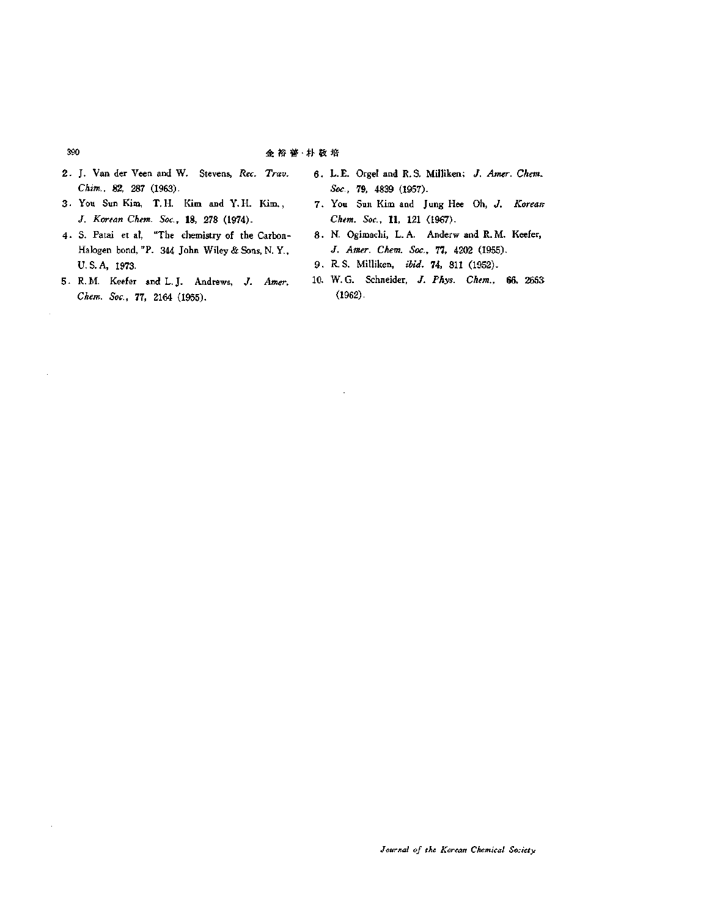2. J. Van der Veen and W. Stevens, *Rec. Trav. Chim.*, **82**, 287 (1963).
3. You Sun Kim, T.H. Kim and Y.H. Kim., *J. Korean Chem. Soc.*, **18**, 278 (1974).
4. S. Patai et al, "The chemistry of the Carbon-Halogen bond,"P. 344 John Wiley & Sons, N.Y., U.S.A, 1973.
5. R.M. Keefer and L.J. Andrews, *J. Amer. Chem. Soc.*, **77**, 2164 (1955).
6. L.E. Orgel and R.S. Milliken; *J. Amer. Chem. Soc.*, **79**, 4839 (1957).
7. You Sun Kim and Jung Hee Oh, *J. Korean Chem. Soc.*, **11**, 121 (1967).
8. N. Ogimachi, L.A. Anderw and R.M. Keefer, *J. Amer. Chem. Soc.*, **77**, 4202 (1955).
9. R.S. Milliken, *ibid.* **74**, 811 (1952).
10. W.G. Schneider, *J. Phys. Chem.*, **66**, 2653 (1962).